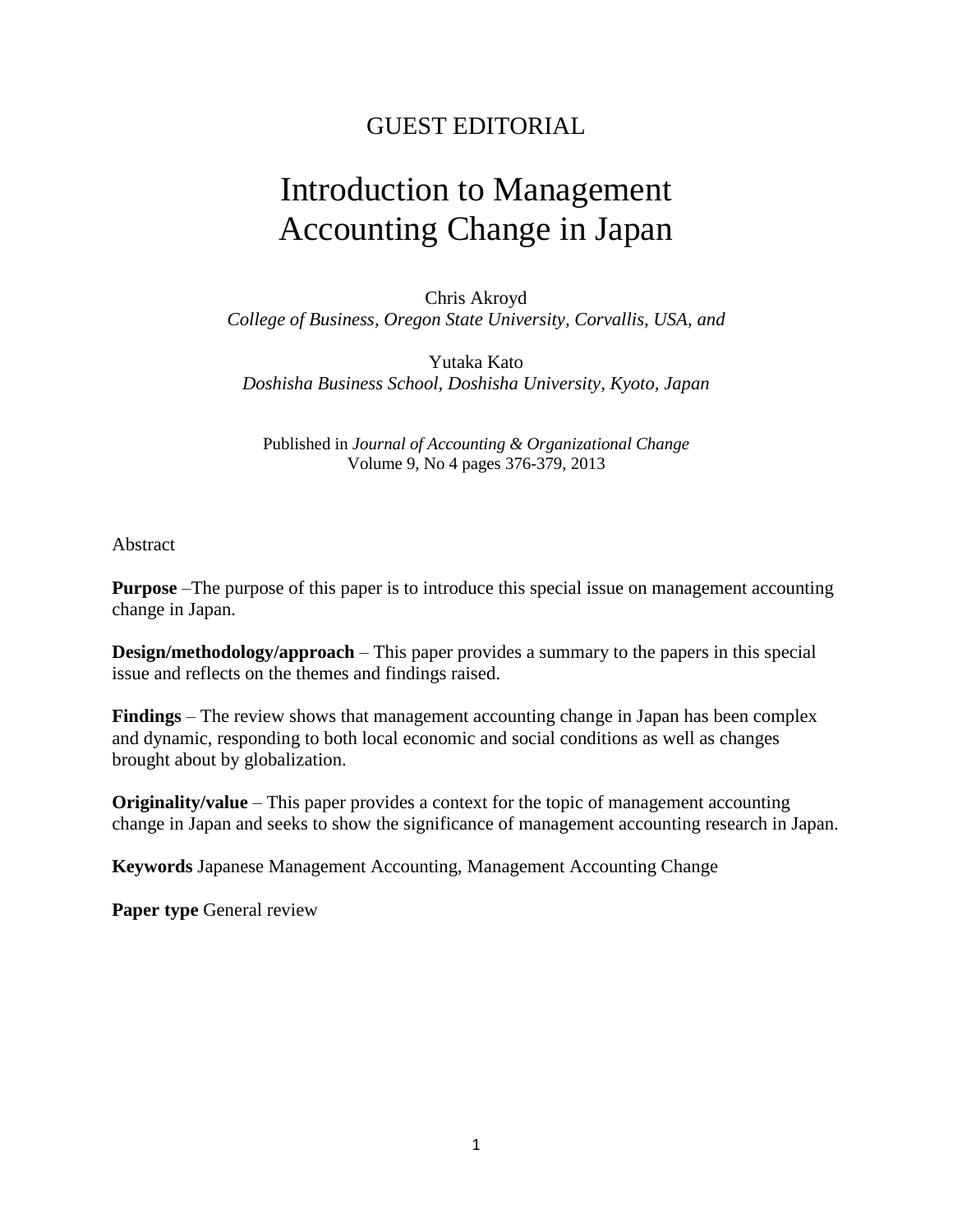GUEST EDITORIAL

# Introduction to Management Accounting Change in Japan

Chris Akroyd
*College of Business, Oregon State University, Corvallis, USA, and*

Yutaka Kato
*Doshisha Business School, Doshisha University, Kyoto, Japan*

Published in *Journal of Accounting & Organizational Change*
Volume 9, No 4 pages 376-379, 2013

Abstract

**Purpose** –The purpose of this paper is to introduce this special issue on management accounting change in Japan.

**Design/methodology/approach** – This paper provides a summary to the papers in this special issue and reflects on the themes and findings raised.

**Findings** – The review shows that management accounting change in Japan has been complex and dynamic, responding to both local economic and social conditions as well as changes brought about by globalization.

**Originality/value** – This paper provides a context for the topic of management accounting change in Japan and seeks to show the significance of management accounting research in Japan.

**Keywords** Japanese Management Accounting, Management Accounting Change

**Paper type** General review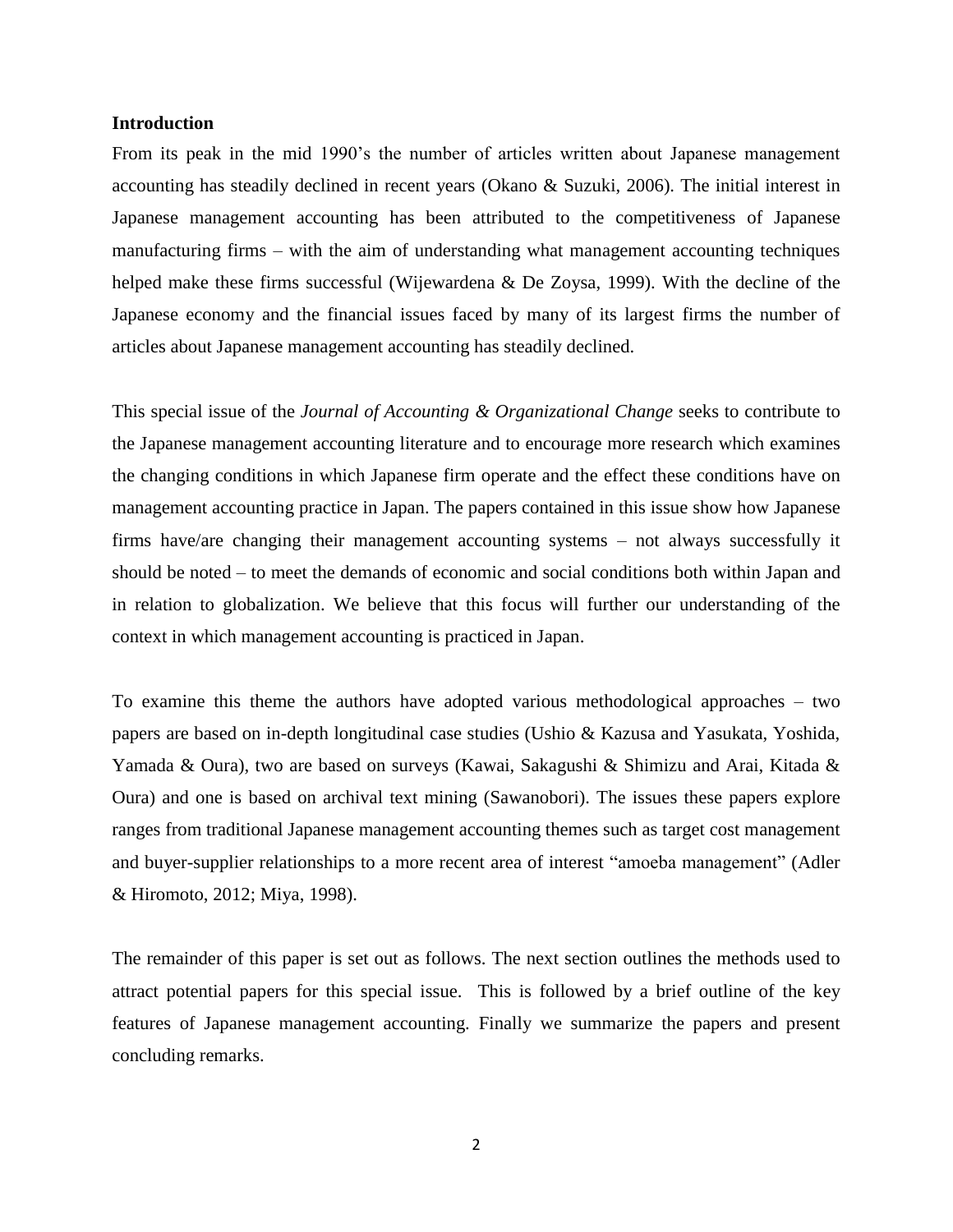## Introduction

From its peak in the mid 1990's the number of articles written about Japanese management accounting has steadily declined in recent years (Okano & Suzuki, 2006). The initial interest in Japanese management accounting has been attributed to the competitiveness of Japanese manufacturing firms – with the aim of understanding what management accounting techniques helped make these firms successful (Wijewardena & De Zoysa, 1999). With the decline of the Japanese economy and the financial issues faced by many of its largest firms the number of articles about Japanese management accounting has steadily declined.

This special issue of the *Journal of Accounting & Organizational Change* seeks to contribute to the Japanese management accounting literature and to encourage more research which examines the changing conditions in which Japanese firm operate and the effect these conditions have on management accounting practice in Japan. The papers contained in this issue show how Japanese firms have/are changing their management accounting systems – not always successfully it should be noted – to meet the demands of economic and social conditions both within Japan and in relation to globalization. We believe that this focus will further our understanding of the context in which management accounting is practiced in Japan.

To examine this theme the authors have adopted various methodological approaches – two papers are based on in-depth longitudinal case studies (Ushio & Kazusa and Yasukata, Yoshida, Yamada & Oura), two are based on surveys (Kawai, Sakagushi & Shimizu and Arai, Kitada & Oura) and one is based on archival text mining (Sawanobori). The issues these papers explore ranges from traditional Japanese management accounting themes such as target cost management and buyer-supplier relationships to a more recent area of interest "amoeba management" (Adler & Hiromoto, 2012; Miya, 1998).

The remainder of this paper is set out as follows. The next section outlines the methods used to attract potential papers for this special issue. This is followed by a brief outline of the key features of Japanese management accounting. Finally we summarize the papers and present concluding remarks.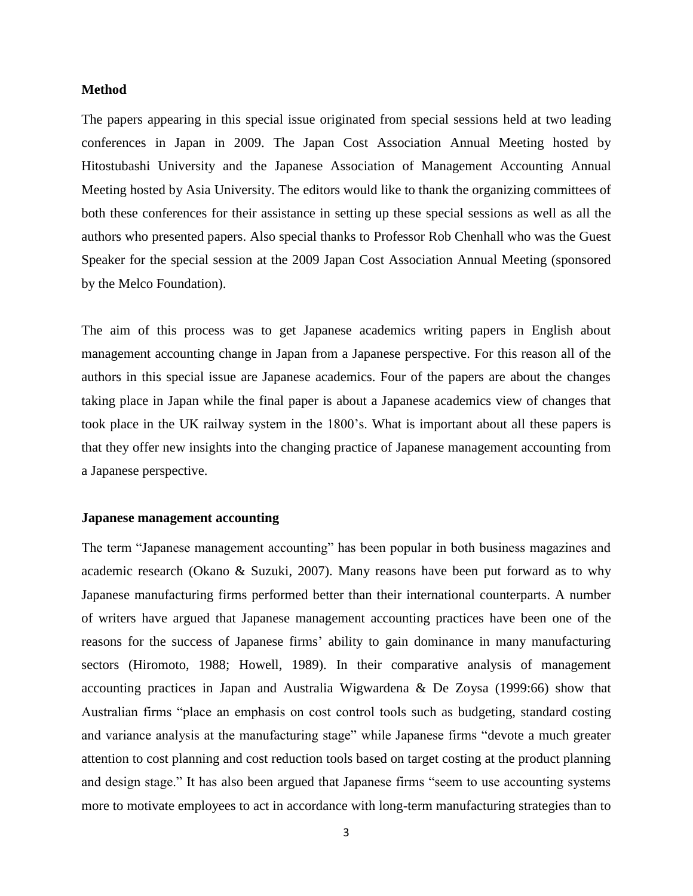**Method**

The papers appearing in this special issue originated from special sessions held at two leading conferences in Japan in 2009. The Japan Cost Association Annual Meeting hosted by Hitostubashi University and the Japanese Association of Management Accounting Annual Meeting hosted by Asia University. The editors would like to thank the organizing committees of both these conferences for their assistance in setting up these special sessions as well as all the authors who presented papers. Also special thanks to Professor Rob Chenhall who was the Guest Speaker for the special session at the 2009 Japan Cost Association Annual Meeting (sponsored by the Melco Foundation).

The aim of this process was to get Japanese academics writing papers in English about management accounting change in Japan from a Japanese perspective. For this reason all of the authors in this special issue are Japanese academics. Four of the papers are about the changes taking place in Japan while the final paper is about a Japanese academics view of changes that took place in the UK railway system in the 1800's. What is important about all these papers is that they offer new insights into the changing practice of Japanese management accounting from a Japanese perspective.

**Japanese management accounting**

The term "Japanese management accounting" has been popular in both business magazines and academic research (Okano & Suzuki, 2007). Many reasons have been put forward as to why Japanese manufacturing firms performed better than their international counterparts. A number of writers have argued that Japanese management accounting practices have been one of the reasons for the success of Japanese firms' ability to gain dominance in many manufacturing sectors (Hiromoto, 1988; Howell, 1989). In their comparative analysis of management accounting practices in Japan and Australia Wigwardena & De Zoysa (1999:66) show that Australian firms "place an emphasis on cost control tools such as budgeting, standard costing and variance analysis at the manufacturing stage" while Japanese firms "devote a much greater attention to cost planning and cost reduction tools based on target costing at the product planning and design stage." It has also been argued that Japanese firms "seem to use accounting systems more to motivate employees to act in accordance with long-term manufacturing strategies than to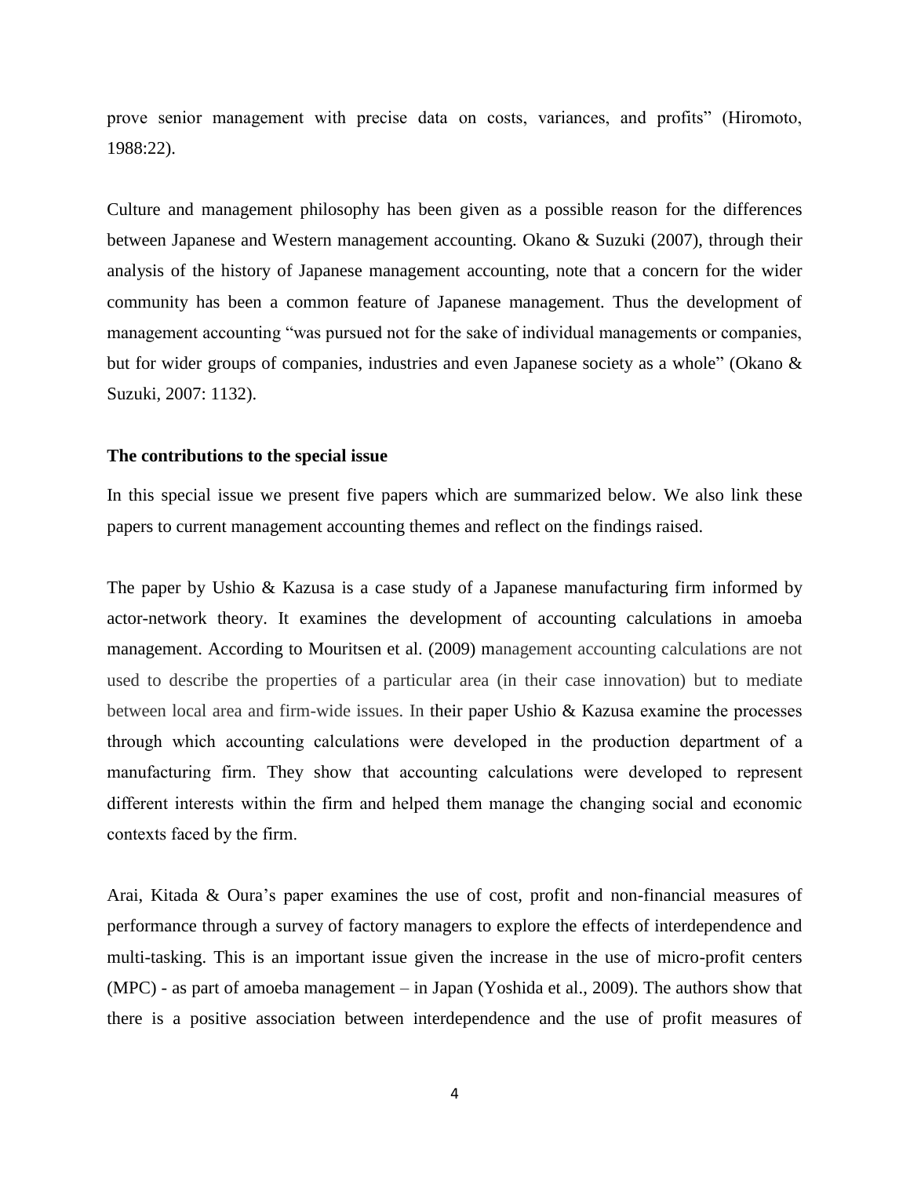prove senior management with precise data on costs, variances, and profits" (Hiromoto, 1988:22).

Culture and management philosophy has been given as a possible reason for the differences between Japanese and Western management accounting. Okano & Suzuki (2007), through their analysis of the history of Japanese management accounting, note that a concern for the wider community has been a common feature of Japanese management. Thus the development of management accounting "was pursued not for the sake of individual managements or companies, but for wider groups of companies, industries and even Japanese society as a whole" (Okano & Suzuki, 2007: 1132).

**The contributions to the special issue**

In this special issue we present five papers which are summarized below. We also link these papers to current management accounting themes and reflect on the findings raised.

The paper by Ushio & Kazusa is a case study of a Japanese manufacturing firm informed by actor-network theory. It examines the development of accounting calculations in amoeba management. According to Mouritsen et al. (2009) management accounting calculations are not used to describe the properties of a particular area (in their case innovation) but to mediate between local area and firm-wide issues. In their paper Ushio & Kazusa examine the processes through which accounting calculations were developed in the production department of a manufacturing firm. They show that accounting calculations were developed to represent different interests within the firm and helped them manage the changing social and economic contexts faced by the firm.

Arai, Kitada & Oura's paper examines the use of cost, profit and non-financial measures of performance through a survey of factory managers to explore the effects of interdependence and multi-tasking. This is an important issue given the increase in the use of micro-profit centers (MPC) - as part of amoeba management – in Japan (Yoshida et al., 2009). The authors show that there is a positive association between interdependence and the use of profit measures of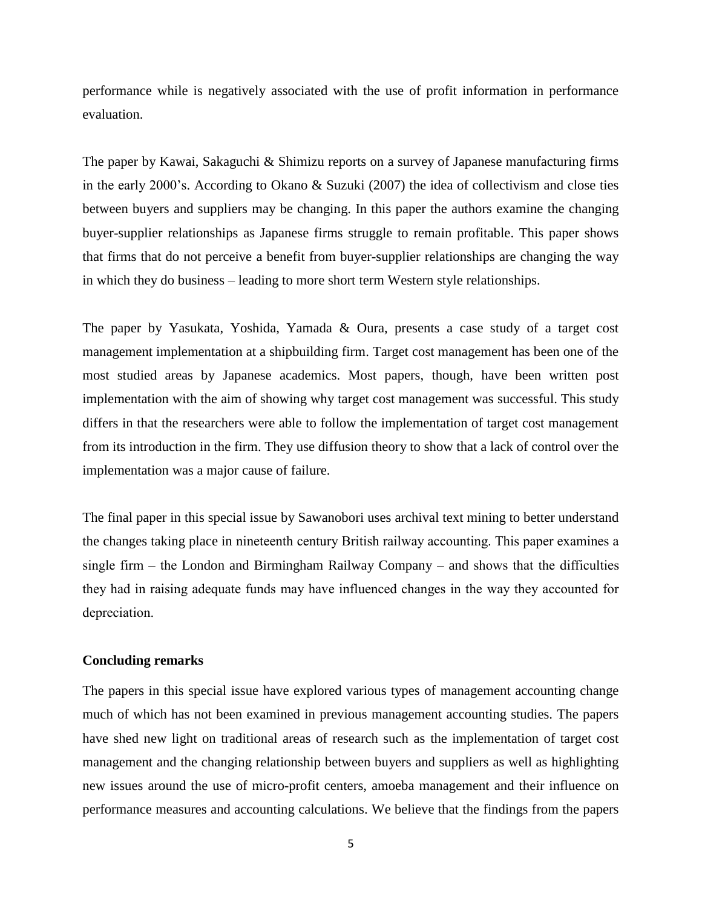performance while is negatively associated with the use of profit information in performance evaluation.

The paper by Kawai, Sakaguchi & Shimizu reports on a survey of Japanese manufacturing firms in the early 2000's. According to Okano & Suzuki (2007) the idea of collectivism and close ties between buyers and suppliers may be changing. In this paper the authors examine the changing buyer-supplier relationships as Japanese firms struggle to remain profitable. This paper shows that firms that do not perceive a benefit from buyer-supplier relationships are changing the way in which they do business – leading to more short term Western style relationships.

The paper by Yasukata, Yoshida, Yamada & Oura, presents a case study of a target cost management implementation at a shipbuilding firm. Target cost management has been one of the most studied areas by Japanese academics. Most papers, though, have been written post implementation with the aim of showing why target cost management was successful. This study differs in that the researchers were able to follow the implementation of target cost management from its introduction in the firm. They use diffusion theory to show that a lack of control over the implementation was a major cause of failure.

The final paper in this special issue by Sawanobori uses archival text mining to better understand the changes taking place in nineteenth century British railway accounting. This paper examines a single firm – the London and Birmingham Railway Company – and shows that the difficulties they had in raising adequate funds may have influenced changes in the way they accounted for depreciation.

**Concluding remarks**

The papers in this special issue have explored various types of management accounting change much of which has not been examined in previous management accounting studies. The papers have shed new light on traditional areas of research such as the implementation of target cost management and the changing relationship between buyers and suppliers as well as highlighting new issues around the use of micro-profit centers, amoeba management and their influence on performance measures and accounting calculations. We believe that the findings from the papers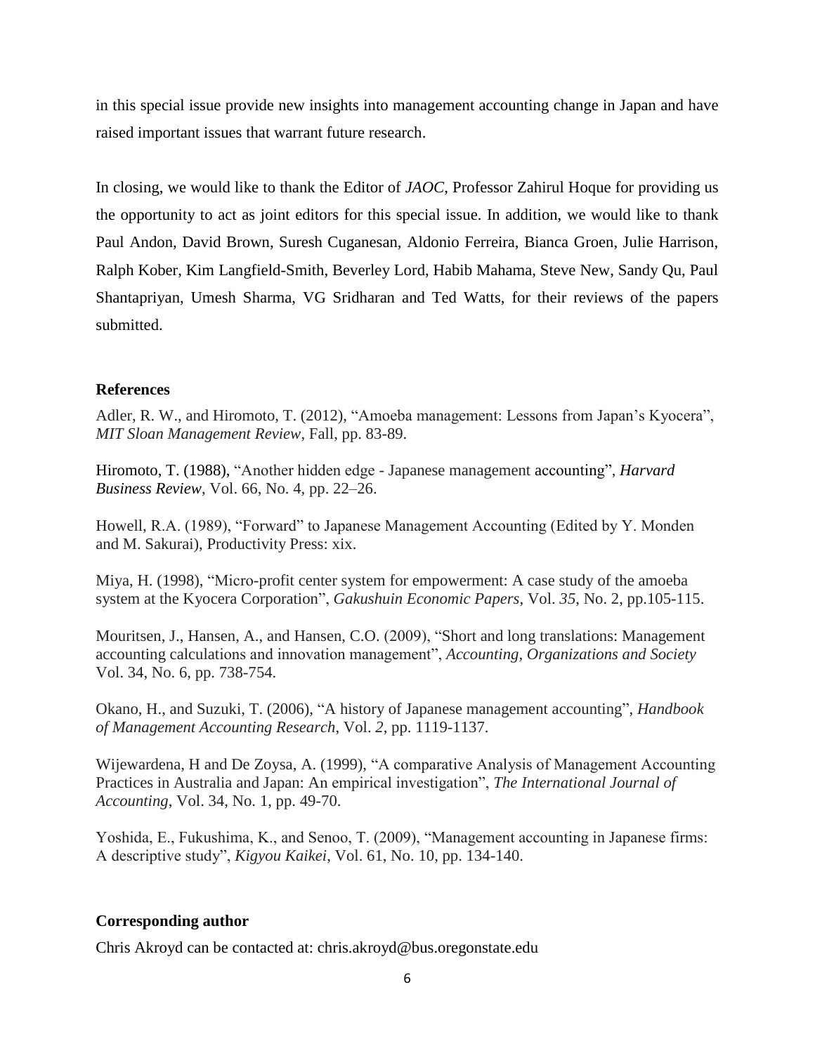in this special issue provide new insights into management accounting change in Japan and have raised important issues that warrant future research.

In closing, we would like to thank the Editor of *JAOC*, Professor Zahirul Hoque for providing us the opportunity to act as joint editors for this special issue. In addition, we would like to thank Paul Andon, David Brown, Suresh Cuganesan, Aldonio Ferreira, Bianca Groen, Julie Harrison, Ralph Kober, Kim Langfield-Smith, Beverley Lord, Habib Mahama, Steve New, Sandy Qu, Paul Shantapriyan, Umesh Sharma, VG Sridharan and Ted Watts, for their reviews of the papers submitted.

## References

Adler, R. W., and Hiromoto, T. (2012), "Amoeba management: Lessons from Japan's Kyocera", *MIT Sloan Management Review*, Fall, pp. 83-89.

Hiromoto, T. (1988), "Another hidden edge - Japanese management accounting", *Harvard Business Review*, Vol. 66, No. 4, pp. 22–26.

Howell, R.A. (1989), "Forward" to Japanese Management Accounting (Edited by Y. Monden and M. Sakurai), Productivity Press: xix.

Miya, H. (1998), "Micro-profit center system for empowerment: A case study of the amoeba system at the Kyocera Corporation", *Gakushuin Economic Papers*, Vol. *35*, No. 2, pp.105-115.

Mouritsen, J., Hansen, A., and Hansen, C.O. (2009), "Short and long translations: Management accounting calculations and innovation management", *Accounting, Organizations and Society* Vol. 34, No. 6, pp. 738-754.

Okano, H., and Suzuki, T. (2006), "A history of Japanese management accounting", *Handbook of Management Accounting Research*, Vol. *2*, pp. 1119-1137.

Wijewardena, H and De Zoysa, A. (1999), "A comparative Analysis of Management Accounting Practices in Australia and Japan: An empirical investigation", *The International Journal of Accounting*, Vol. 34, No. 1, pp. 49-70.

Yoshida, E., Fukushima, K., and Senoo, T. (2009), "Management accounting in Japanese firms: A descriptive study", *Kigyou Kaikei*, Vol. 61, No. 10, pp. 134-140.

## Corresponding author

Chris Akroyd can be contacted at: chris.akroyd@bus.oregonstate.edu